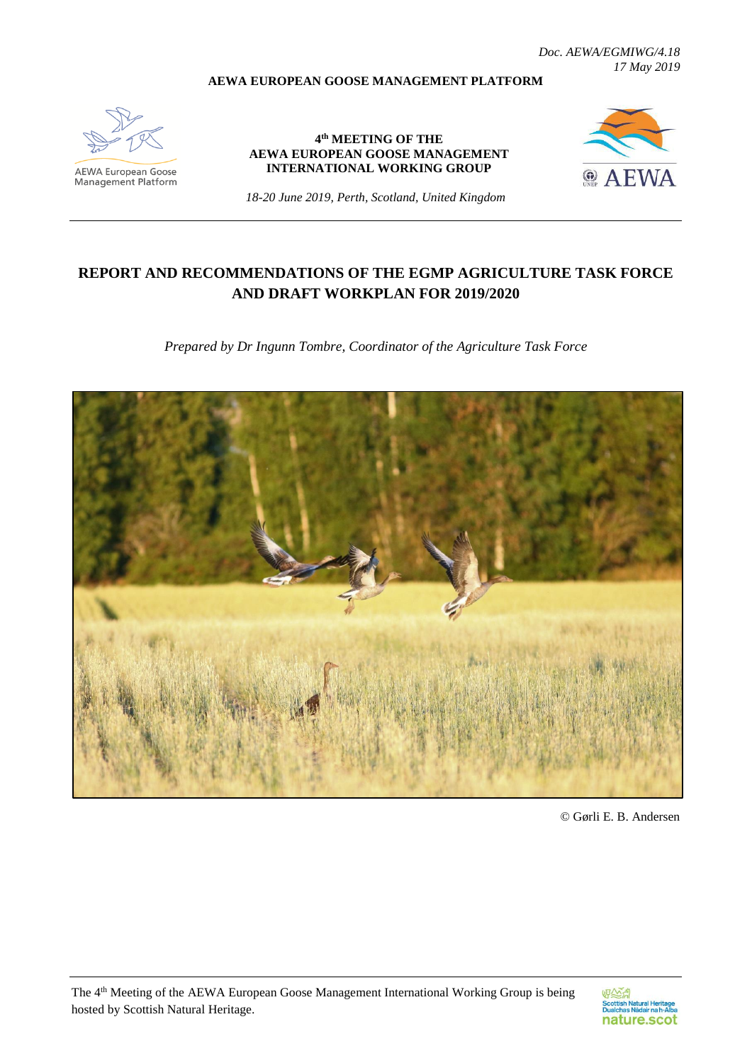*Doc. AEWA/EGMIWG/4.18*
*17 May 2019*

**AEWA EUROPEAN GOOSE MANAGEMENT PLATFORM**

AEWA European Goose Management Platform

**4th MEETING OF THE AEWA EUROPEAN GOOSE MANAGEMENT INTERNATIONAL WORKING GROUP**

*18-20 June 2019, Perth, Scotland, United Kingdom*

# REPORT AND RECOMMENDATIONS OF THE EGMP AGRICULTURE TASK FORCE AND DRAFT WORKPLAN FOR 2019/2020

*Prepared by Dr Ingunn Tombre, Coordinator of the Agriculture Task Force*

© Gørli E. B. Andersen

The 4th Meeting of the AEWA European Goose Management International Working Group is being hosted by Scottish Natural Heritage.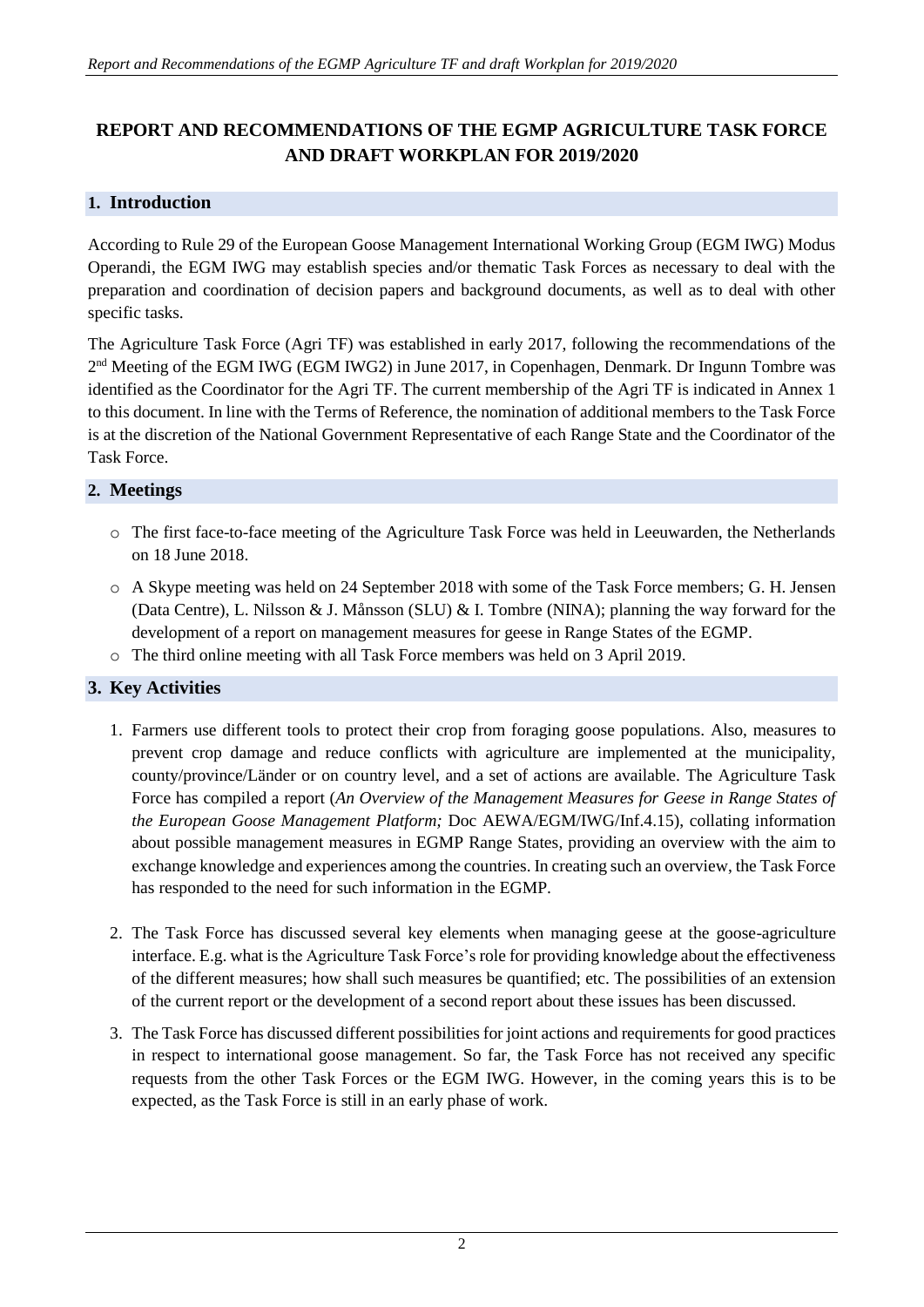# REPORT AND RECOMMENDATIONS OF THE EGMP AGRICULTURE TASK FORCE AND DRAFT WORKPLAN FOR 2019/2020

## 1. Introduction

According to Rule 29 of the European Goose Management International Working Group (EGM IWG) Modus Operandi, the EGM IWG may establish species and/or thematic Task Forces as necessary to deal with the preparation and coordination of decision papers and background documents, as well as to deal with other specific tasks.

The Agriculture Task Force (Agri TF) was established in early 2017, following the recommendations of the 2nd Meeting of the EGM IWG (EGM IWG2) in June 2017, in Copenhagen, Denmark. Dr Ingunn Tombre was identified as the Coordinator for the Agri TF. The current membership of the Agri TF is indicated in Annex 1 to this document. In line with the Terms of Reference, the nomination of additional members to the Task Force is at the discretion of the National Government Representative of each Range State and the Coordinator of the Task Force.

## 2. Meetings

- The first face-to-face meeting of the Agriculture Task Force was held in Leeuwarden, the Netherlands on 18 June 2018.
- A Skype meeting was held on 24 September 2018 with some of the Task Force members; G. H. Jensen (Data Centre), L. Nilsson & J. Månsson (SLU) & I. Tombre (NINA); planning the way forward for the development of a report on management measures for geese in Range States of the EGMP.
- The third online meeting with all Task Force members was held on 3 April 2019.

## 3. Key Activities

1. Farmers use different tools to protect their crop from foraging goose populations. Also, measures to prevent crop damage and reduce conflicts with agriculture are implemented at the municipality, county/province/Länder or on country level, and a set of actions are available. The Agriculture Task Force has compiled a report (*An Overview of the Management Measures for Geese in Range States of the European Goose Management Platform;* Doc AEWA/EGM/IWG/Inf.4.15), collating information about possible management measures in EGMP Range States, providing an overview with the aim to exchange knowledge and experiences among the countries. In creating such an overview, the Task Force has responded to the need for such information in the EGMP.

2. The Task Force has discussed several key elements when managing geese at the goose-agriculture interface. E.g. what is the Agriculture Task Force's role for providing knowledge about the effectiveness of the different measures; how shall such measures be quantified; etc. The possibilities of an extension of the current report or the development of a second report about these issues has been discussed.

3. The Task Force has discussed different possibilities for joint actions and requirements for good practices in respect to international goose management. So far, the Task Force has not received any specific requests from the other Task Forces or the EGM IWG. However, in the coming years this is to be expected, as the Task Force is still in an early phase of work.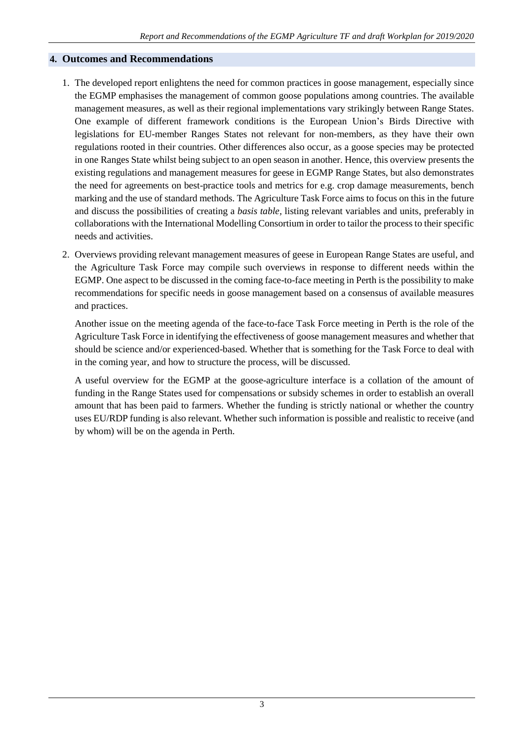## 4. Outcomes and Recommendations

1. The developed report enlightens the need for common practices in goose management, especially since the EGMP emphasises the management of common goose populations among countries. The available management measures, as well as their regional implementations vary strikingly between Range States. One example of different framework conditions is the European Union's Birds Directive with legislations for EU-member Ranges States not relevant for non-members, as they have their own regulations rooted in their countries. Other differences also occur, as a goose species may be protected in one Ranges State whilst being subject to an open season in another. Hence, this overview presents the existing regulations and management measures for geese in EGMP Range States, but also demonstrates the need for agreements on best-practice tools and metrics for e.g. crop damage measurements, bench marking and the use of standard methods. The Agriculture Task Force aims to focus on this in the future and discuss the possibilities of creating a *basis table*, listing relevant variables and units, preferably in collaborations with the International Modelling Consortium in order to tailor the process to their specific needs and activities.

2. Overviews providing relevant management measures of geese in European Range States are useful, and the Agriculture Task Force may compile such overviews in response to different needs within the EGMP. One aspect to be discussed in the coming face-to-face meeting in Perth is the possibility to make recommendations for specific needs in goose management based on a consensus of available measures and practices.

   Another issue on the meeting agenda of the face-to-face Task Force meeting in Perth is the role of the Agriculture Task Force in identifying the effectiveness of goose management measures and whether that should be science and/or experienced-based. Whether that is something for the Task Force to deal with in the coming year, and how to structure the process, will be discussed.

   A useful overview for the EGMP at the goose-agriculture interface is a collation of the amount of funding in the Range States used for compensations or subsidy schemes in order to establish an overall amount that has been paid to farmers. Whether the funding is strictly national or whether the country uses EU/RDP funding is also relevant. Whether such information is possible and realistic to receive (and by whom) will be on the agenda in Perth.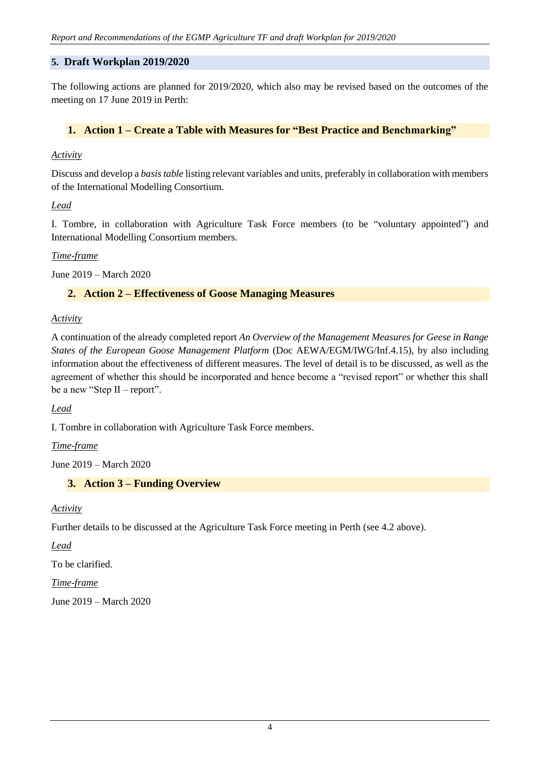## 5. Draft Workplan 2019/2020

The following actions are planned for 2019/2020, which also may be revised based on the outcomes of the meeting on 17 June 2019 in Perth:

### 1. Action 1 – Create a Table with Measures for "Best Practice and Benchmarking"

*Activity*

Discuss and develop a *basis table* listing relevant variables and units, preferably in collaboration with members of the International Modelling Consortium.

*Lead*

I. Tombre, in collaboration with Agriculture Task Force members (to be "voluntary appointed") and International Modelling Consortium members.

*Time-frame*

June 2019 – March 2020

### 2. Action 2 – Effectiveness of Goose Managing Measures

*Activity*

A continuation of the already completed report *An Overview of the Management Measures for Geese in Range States of the European Goose Management Platform* (Doc AEWA/EGM/IWG/Inf.4.15), by also including information about the effectiveness of different measures. The level of detail is to be discussed, as well as the agreement of whether this should be incorporated and hence become a "revised report" or whether this shall be a new "Step II – report".

*Lead*

I. Tombre in collaboration with Agriculture Task Force members.

*Time-frame*

June 2019 – March 2020

### 3. Action 3 – Funding Overview

*Activity*

Further details to be discussed at the Agriculture Task Force meeting in Perth (see 4.2 above).

*Lead*

To be clarified.

*Time-frame*

June 2019 – March 2020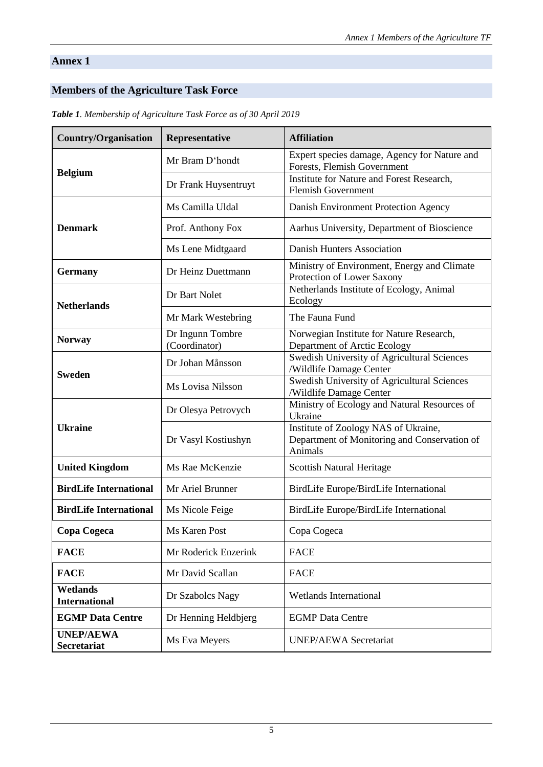## Annex 1

## Members of the Agriculture Task Force

***Table 1**. Membership of Agriculture Task Force as of 30 April 2019*

| Country/Organisation | Representative | Affiliation |
|---|---|---|
| **Belgium** | Mr Bram D'hondt | Expert species damage, Agency for Nature and Forests, Flemish Government |
| | Dr Frank Huysentruyt | Institute for Nature and Forest Research, Flemish Government |
| **Denmark** | Ms Camilla Uldal | Danish Environment Protection Agency |
| | Prof. Anthony Fox | Aarhus University, Department of Bioscience |
| | Ms Lene Midtgaard | Danish Hunters Association |
| **Germany** | Dr Heinz Duettmann | Ministry of Environment, Energy and Climate Protection of Lower Saxony |
| **Netherlands** | Dr Bart Nolet | Netherlands Institute of Ecology, Animal Ecology |
| | Mr Mark Westebring | The Fauna Fund |
| **Norway** | Dr Ingunn Tombre (Coordinator) | Norwegian Institute for Nature Research, Department of Arctic Ecology |
| **Sweden** | Dr Johan Månsson | Swedish University of Agricultural Sciences /Wildlife Damage Center |
| | Ms Lovisa Nilsson | Swedish University of Agricultural Sciences /Wildlife Damage Center |
| **Ukraine** | Dr Olesya Petrovych | Ministry of Ecology and Natural Resources of Ukraine |
| | Dr Vasyl Kostiushyn | Institute of Zoology NAS of Ukraine, Department of Monitoring and Conservation of Animals |
| **United Kingdom** | Ms Rae McKenzie | Scottish Natural Heritage |
| **BirdLife International** | Mr Ariel Brunner | BirdLife Europe/BirdLife International |
| **BirdLife International** | Ms Nicole Feige | BirdLife Europe/BirdLife International |
| **Copa Cogeca** | Ms Karen Post | Copa Cogeca |
| **FACE** | Mr Roderick Enzerink | FACE |
| **FACE** | Mr David Scallan | FACE |
| **Wetlands International** | Dr Szabolcs Nagy | Wetlands International |
| **EGMP Data Centre** | Dr Henning Heldbjerg | EGMP Data Centre |
| **UNEP/AEWA Secretariat** | Ms Eva Meyers | UNEP/AEWA Secretariat |